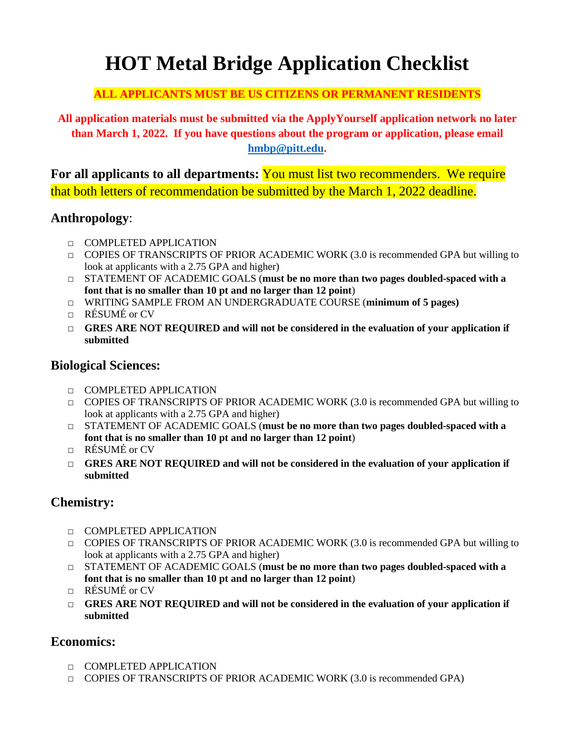# HOT Metal Bridge Application Checklist

**ALL APPLICANTS MUST BE US CITIZENS OR PERMANENT RESIDENTS**

**All application materials must be submitted via the ApplyYourself application network no later than March 1, 2022. If you have questions about the program or application, please email [hmbp@pitt.edu](mailto:hmbp@pitt.edu).**

**For all applicants to all departments:** You must list two recommenders. We require that both letters of recommendation be submitted by the March 1, 2022 deadline.

## Anthropology:

- □ COMPLETED APPLICATION
- □ COPIES OF TRANSCRIPTS OF PRIOR ACADEMIC WORK (3.0 is recommended GPA but willing to look at applicants with a 2.75 GPA and higher)
- □ STATEMENT OF ACADEMIC GOALS (**must be no more than two pages doubled-spaced with a font that is no smaller than 10 pt and no larger than 12 point**)
- □ WRITING SAMPLE FROM AN UNDERGRADUATE COURSE (**minimum of 5 pages)**
- □ RÉSUMÉ or CV
- □ **GRES ARE NOT REQUIRED and will not be considered in the evaluation of your application if submitted**

## Biological Sciences:

- □ COMPLETED APPLICATION
- □ COPIES OF TRANSCRIPTS OF PRIOR ACADEMIC WORK (3.0 is recommended GPA but willing to look at applicants with a 2.75 GPA and higher)
- □ STATEMENT OF ACADEMIC GOALS (**must be no more than two pages doubled-spaced with a font that is no smaller than 10 pt and no larger than 12 point**)
- □ RÉSUMÉ or CV
- □ **GRES ARE NOT REQUIRED and will not be considered in the evaluation of your application if submitted**

## Chemistry:

- □ COMPLETED APPLICATION
- □ COPIES OF TRANSCRIPTS OF PRIOR ACADEMIC WORK (3.0 is recommended GPA but willing to look at applicants with a 2.75 GPA and higher)
- □ STATEMENT OF ACADEMIC GOALS (**must be no more than two pages doubled-spaced with a font that is no smaller than 10 pt and no larger than 12 point**)
- □ RÉSUMÉ or CV
- □ **GRES ARE NOT REQUIRED and will not be considered in the evaluation of your application if submitted**

## Economics:

- □ COMPLETED APPLICATION
- □ COPIES OF TRANSCRIPTS OF PRIOR ACADEMIC WORK (3.0 is recommended GPA)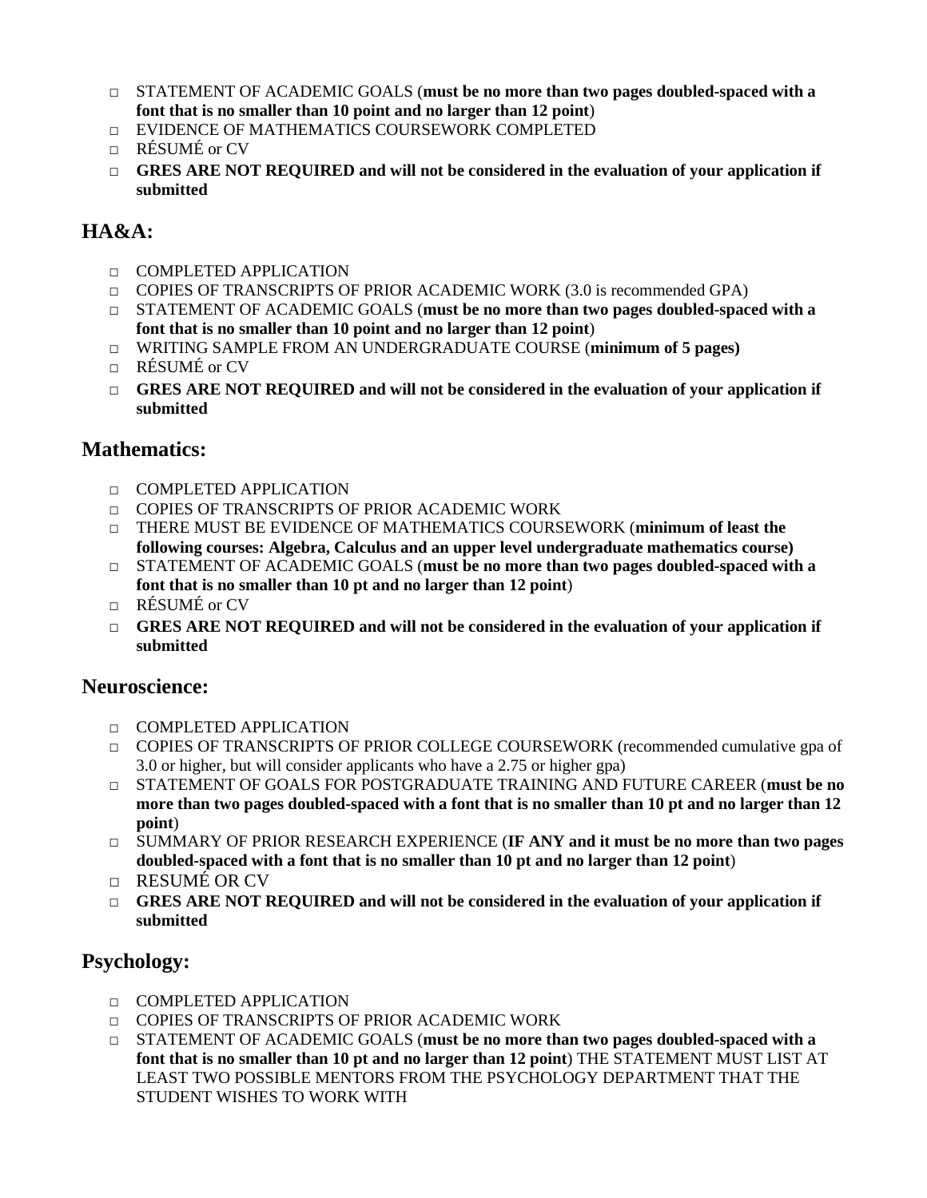- ☐ STATEMENT OF ACADEMIC GOALS (**must be no more than two pages doubled-spaced with a font that is no smaller than 10 point and no larger than 12 point**)
- ☐ EVIDENCE OF MATHEMATICS COURSEWORK COMPLETED
- ☐ RÉSUMÉ or CV
- ☐ **GRES ARE NOT REQUIRED and will not be considered in the evaluation of your application if submitted**

## HA&A:

- ☐ COMPLETED APPLICATION
- ☐ COPIES OF TRANSCRIPTS OF PRIOR ACADEMIC WORK (3.0 is recommended GPA)
- ☐ STATEMENT OF ACADEMIC GOALS (**must be no more than two pages doubled-spaced with a font that is no smaller than 10 point and no larger than 12 point**)
- ☐ WRITING SAMPLE FROM AN UNDERGRADUATE COURSE (**minimum of 5 pages)**
- ☐ RÉSUMÉ or CV
- ☐ **GRES ARE NOT REQUIRED and will not be considered in the evaluation of your application if submitted**

## Mathematics:

- ☐ COMPLETED APPLICATION
- ☐ COPIES OF TRANSCRIPTS OF PRIOR ACADEMIC WORK
- ☐ THERE MUST BE EVIDENCE OF MATHEMATICS COURSEWORK (**minimum of least the following courses: Algebra, Calculus and an upper level undergraduate mathematics course)**
- ☐ STATEMENT OF ACADEMIC GOALS (**must be no more than two pages doubled-spaced with a font that is no smaller than 10 pt and no larger than 12 point**)
- ☐ RÉSUMÉ or CV
- ☐ **GRES ARE NOT REQUIRED and will not be considered in the evaluation of your application if submitted**

## Neuroscience:

- ☐ COMPLETED APPLICATION
- ☐ COPIES OF TRANSCRIPTS OF PRIOR COLLEGE COURSEWORK (recommended cumulative gpa of 3.0 or higher, but will consider applicants who have a 2.75 or higher gpa)
- ☐ STATEMENT OF GOALS FOR POSTGRADUATE TRAINING AND FUTURE CAREER (**must be no more than two pages doubled-spaced with a font that is no smaller than 10 pt and no larger than 12 point**)
- ☐ SUMMARY OF PRIOR RESEARCH EXPERIENCE (**IF ANY and it must be no more than two pages doubled-spaced with a font that is no smaller than 10 pt and no larger than 12 point**)
- ☐ RESUMÉ OR CV
- ☐ **GRES ARE NOT REQUIRED and will not be considered in the evaluation of your application if submitted**

## Psychology:

- ☐ COMPLETED APPLICATION
- ☐ COPIES OF TRANSCRIPTS OF PRIOR ACADEMIC WORK
- ☐ STATEMENT OF ACADEMIC GOALS (**must be no more than two pages doubled-spaced with a font that is no smaller than 10 pt and no larger than 12 point**) THE STATEMENT MUST LIST AT LEAST TWO POSSIBLE MENTORS FROM THE PSYCHOLOGY DEPARTMENT THAT THE STUDENT WISHES TO WORK WITH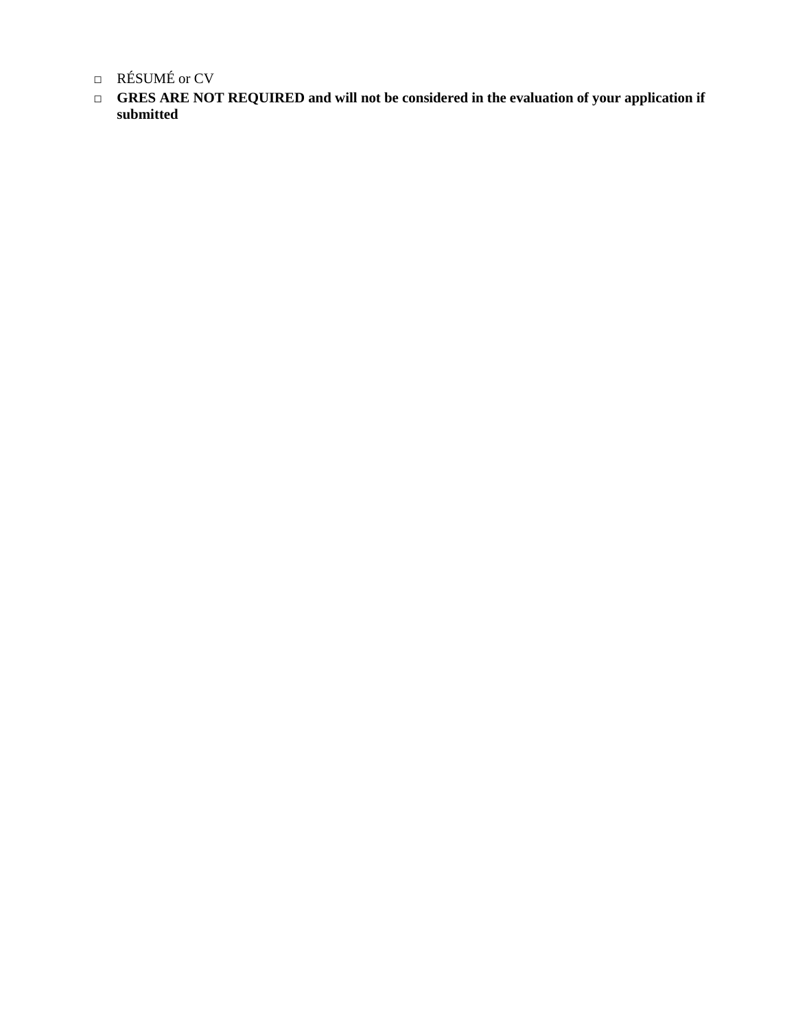- ◻ RÉSUMÉ or CV
- ◻ **GRES ARE NOT REQUIRED and will not be considered in the evaluation of your application if submitted**